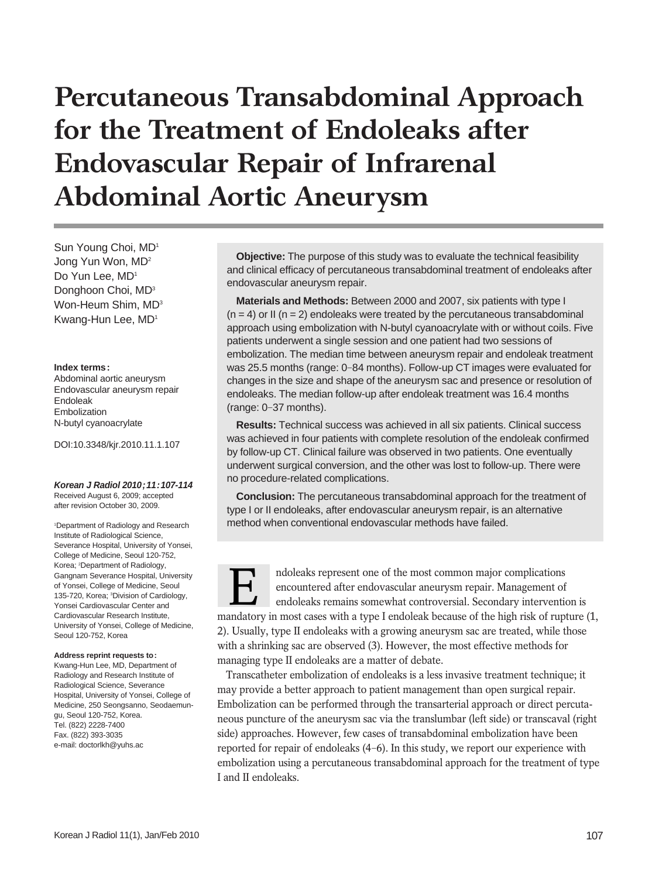# Percutaneous Transabdominal Approach for the Treatment of Endoleaks after Endovascular Repair of Infrarenal Abdominal Aortic Aneurysm

Sun Young Choi, MD[1]
Jong Yun Won, MD[2]
Do Yun Lee, MD[1]
Donghoon Choi, MD[3]
Won-Heum Shim, MD[3]
Kwang-Hun Lee, MD[1]

**Index terms:**
Abdominal aortic aneurysm
Endovascular aneurysm repair
Endoleak
Embolization
N-butyl cyanoacrylate

DOI:10.3348/kjr.2010.11.1.107

***Korean J Radiol 2010;11:107-114***
Received August 6, 2009; accepted after revision October 30, 2009.

[1]Department of Radiology and Research Institute of Radiological Science, Severance Hospital, University of Yonsei, College of Medicine, Seoul 120-752, Korea; [2]Department of Radiology, Gangnam Severance Hospital, University of Yonsei, College of Medicine, Seoul 135-720, Korea; [3]Division of Cardiology, Yonsei Cardiovascular Center and Cardiovascular Research Institute, University of Yonsei, College of Medicine, Seoul 120-752, Korea

**Address reprint requests to:**
Kwang-Hun Lee, MD, Department of Radiology and Research Institute of Radiological Science, Severance Hospital, University of Yonsei, College of Medicine, 250 Seongsanno, Seodaemun-gu, Seoul 120-752, Korea.
Tel. (822) 2228-7400
Fax. (822) 393-3035
e-mail: doctorlkh@yuhs.ac

**Objective:** The purpose of this study was to evaluate the technical feasibility and clinical efficacy of percutaneous transabdominal treatment of endoleaks after endovascular aneurysm repair.

**Materials and Methods:** Between 2000 and 2007, six patients with type I (n = 4) or II (n = 2) endoleaks were treated by the percutaneous transabdominal approach using embolization with N-butyl cyanoacrylate with or without coils. Five patients underwent a single session and one patient had two sessions of embolization. The median time between aneurysm repair and endoleak treatment was 25.5 months (range: 0–84 months). Follow-up CT images were evaluated for changes in the size and shape of the aneurysm sac and presence or resolution of endoleaks. The median follow-up after endoleak treatment was 16.4 months (range: 0–37 months).

**Results:** Technical success was achieved in all six patients. Clinical success was achieved in four patients with complete resolution of the endoleak confirmed by follow-up CT. Clinical failure was observed in two patients. One eventually underwent surgical conversion, and the other was lost to follow-up. There were no procedure-related complications.

**Conclusion:** The percutaneous transabdominal approach for the treatment of type I or II endoleaks, after endovascular aneurysm repair, is an alternative method when conventional endovascular methods have failed.

Endoleaks represent one of the most common major complications encountered after endovascular aneurysm repair. Management of endoleaks remains somewhat controversial. Secondary intervention is mandatory in most cases with a type I endoleak because of the high risk of rupture (1, 2). Usually, type II endoleaks with a growing aneurysm sac are treated, while those with a shrinking sac are observed (3). However, the most effective methods for managing type II endoleaks are a matter of debate.

Transcatheter embolization of endoleaks is a less invasive treatment technique; it may provide a better approach to patient management than open surgical repair. Embolization can be performed through the transarterial approach or direct percutaneous puncture of the aneurysm sac via the translumbar (left side) or transcaval (right side) approaches. However, few cases of transabdominal embolization have been reported for repair of endoleaks (4–6). In this study, we report our experience with embolization using a percutaneous transabdominal approach for the treatment of type I and II endoleaks.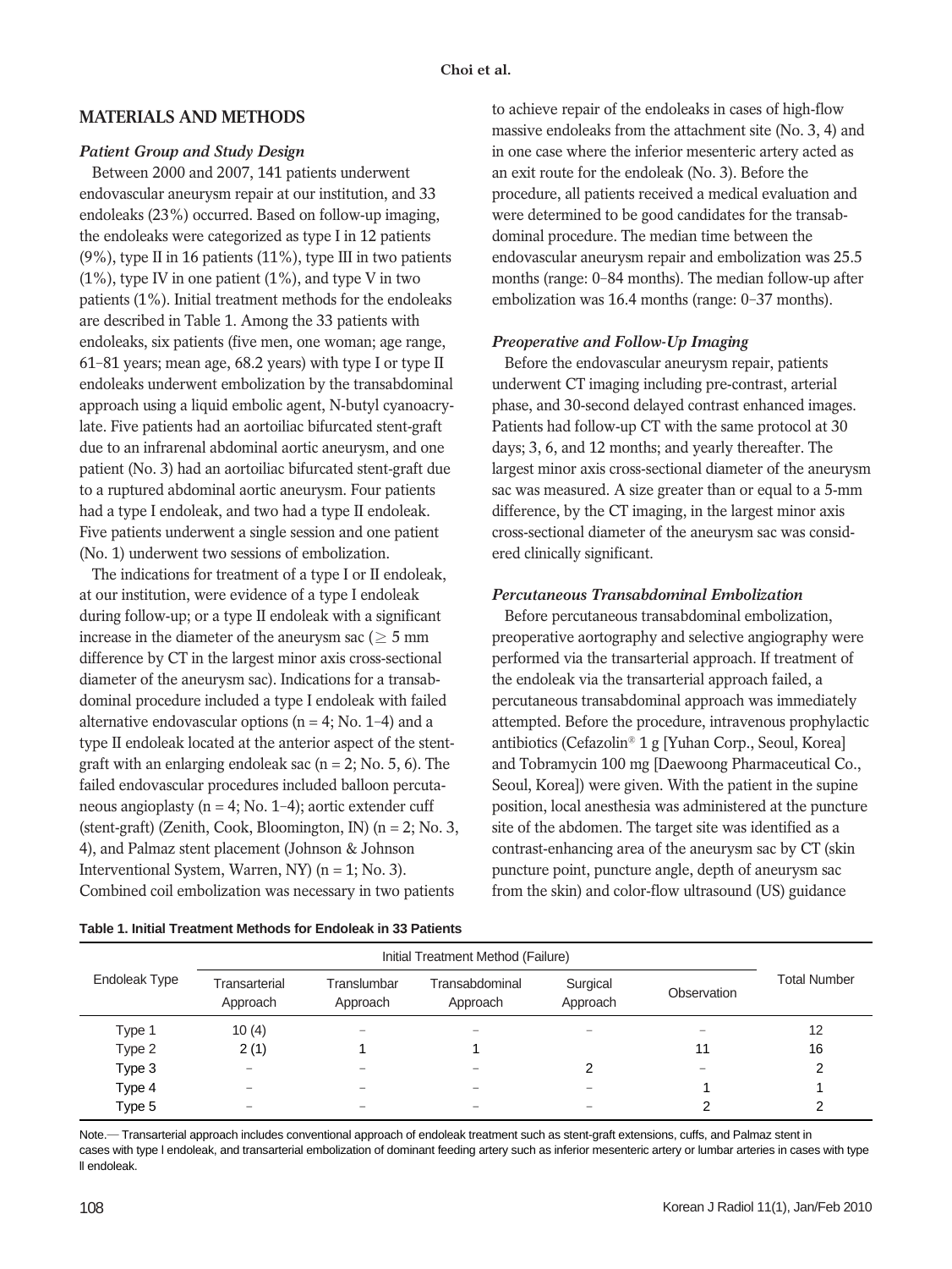## MATERIALS AND METHODS

### *Patient Group and Study Design*

Between 2000 and 2007, 141 patients underwent endovascular aneurysm repair at our institution, and 33 endoleaks (23%) occurred. Based on follow-up imaging, the endoleaks were categorized as type I in 12 patients (9%), type II in 16 patients (11%), type III in two patients (1%), type IV in one patient (1%), and type V in two patients (1%). Initial treatment methods for the endoleaks are described in Table 1. Among the 33 patients with endoleaks, six patients (five men, one woman; age range, 61–81 years; mean age, 68.2 years) with type I or type II endoleaks underwent embolization by the transabdominal approach using a liquid embolic agent, N-butyl cyanoacrylate. Five patients had an aortoiliac bifurcated stent-graft due to an infrarenal abdominal aortic aneurysm, and one patient (No. 3) had an aortoiliac bifurcated stent-graft due to a ruptured abdominal aortic aneurysm. Four patients had a type I endoleak, and two had a type II endoleak. Five patients underwent a single session and one patient (No. 1) underwent two sessions of embolization.

The indications for treatment of a type I or II endoleak, at our institution, were evidence of a type I endoleak during follow-up; or a type II endoleak with a significant increase in the diameter of the aneurysm sac ($\geq$ 5 mm difference by CT in the largest minor axis cross-sectional diameter of the aneurysm sac). Indications for a transabdominal procedure included a type I endoleak with failed alternative endovascular options (n = 4; No. 1–4) and a type II endoleak located at the anterior aspect of the stent-graft with an enlarging endoleak sac (n = 2; No. 5, 6). The failed endovascular procedures included balloon percutaneous angioplasty (n = 4; No. 1–4); aortic extender cuff (stent-graft) (Zenith, Cook, Bloomington, IN) (n = 2; No. 3, 4), and Palmaz stent placement (Johnson & Johnson Interventional System, Warren, NY) (n = 1; No. 3). Combined coil embolization was necessary in two patients to achieve repair of the endoleaks in cases of high-flow massive endoleaks from the attachment site (No. 3, 4) and in one case where the inferior mesenteric artery acted as an exit route for the endoleak (No. 3). Before the procedure, all patients received a medical evaluation and were determined to be good candidates for the transabdominal procedure. The median time between the endovascular aneurysm repair and embolization was 25.5 months (range: 0–84 months). The median follow-up after embolization was 16.4 months (range: 0–37 months).

### *Preoperative and Follow-Up Imaging*

Before the endovascular aneurysm repair, patients underwent CT imaging including pre-contrast, arterial phase, and 30-second delayed contrast enhanced images. Patients had follow-up CT with the same protocol at 30 days; 3, 6, and 12 months; and yearly thereafter. The largest minor axis cross-sectional diameter of the aneurysm sac was measured. A size greater than or equal to a 5-mm difference, by the CT imaging, in the largest minor axis cross-sectional diameter of the aneurysm sac was considered clinically significant.

### *Percutaneous Transabdominal Embolization*

Before percutaneous transabdominal embolization, preoperative aortography and selective angiography were performed via the transarterial approach. If treatment of the endoleak via the transarterial approach failed, a percutaneous transabdominal approach was immediately attempted. Before the procedure, intravenous prophylactic antibiotics (Cefazolin® 1 g [Yuhan Corp., Seoul, Korea] and Tobramycin 100 mg [Daewoong Pharmaceutical Co., Seoul, Korea]) were given. With the patient in the supine position, local anesthesia was administered at the puncture site of the abdomen. The target site was identified as a contrast-enhancing area of the aneurysm sac by CT (skin puncture point, puncture angle, depth of aneurysm sac from the skin) and color-flow ultrasound (US) guidance

**Table 1. Initial Treatment Methods for Endoleak in 33 Patients**

| Endoleak Type | Initial Treatment Method (Failure) | | | | | Total Number |
|---|---|---|---|---|---|---|
| | Transarterial Approach | Translumbar Approach | Transabdominal Approach | Surgical Approach | Observation | |
| Type 1 | 10 (4) | – | – | – | – | 12 |
| Type 2 | 2 (1) | 1 | 1 | | 11 | 16 |
| Type 3 | – | – | – | 2 | – | 2 |
| Type 4 | – | – | – | – | 1 | 1 |
| Type 5 | – | – | – | – | 2 | 2 |

Note.— Transarterial approach includes conventional approach of endoleak treatment such as stent-graft extensions, cuffs, and Palmaz stent in cases with type I endoleak, and transarterial embolization of dominant feeding artery such as inferior mesenteric artery or lumbar arteries in cases with type II endoleak.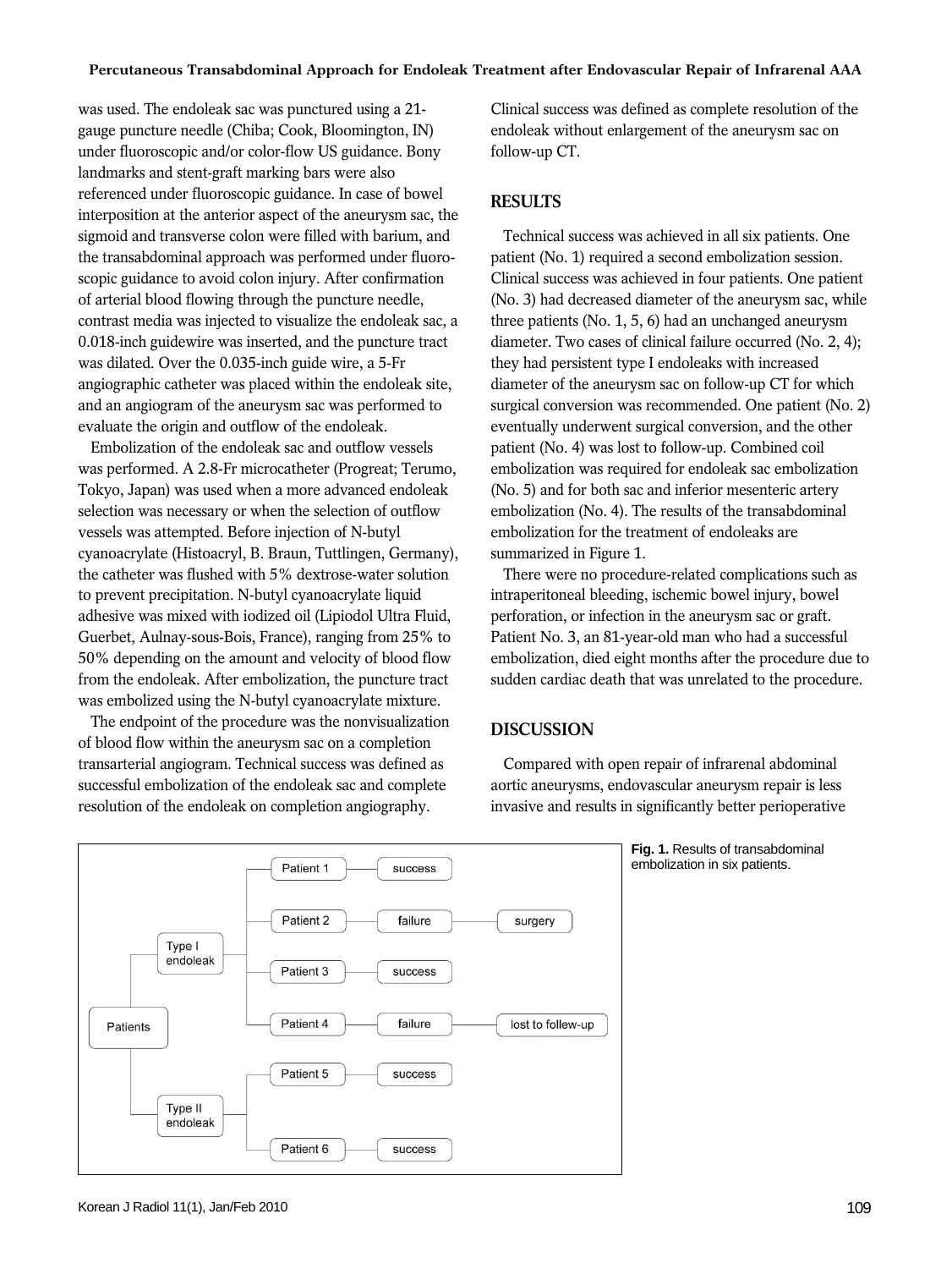was used. The endoleak sac was punctured using a 21-gauge puncture needle (Chiba; Cook, Bloomington, IN) under fluoroscopic and/or color-flow US guidance. Bony landmarks and stent-graft marking bars were also referenced under fluoroscopic guidance. In case of bowel interposition at the anterior aspect of the aneurysm sac, the sigmoid and transverse colon were filled with barium, and the transabdominal approach was performed under fluoroscopic guidance to avoid colon injury. After confirmation of arterial blood flowing through the puncture needle, contrast media was injected to visualize the endoleak sac, a 0.018-inch guidewire was inserted, and the puncture tract was dilated. Over the 0.035-inch guide wire, a 5-Fr angiographic catheter was placed within the endoleak site, and an angiogram of the aneurysm sac was performed to evaluate the origin and outflow of the endoleak.

Embolization of the endoleak sac and outflow vessels was performed. A 2.8-Fr microcatheter (Progreat; Terumo, Tokyo, Japan) was used when a more advanced endoleak selection was necessary or when the selection of outflow vessels was attempted. Before injection of N-butyl cyanoacrylate (Histoacryl, B. Braun, Tuttlingen, Germany), the catheter was flushed with 5% dextrose-water solution to prevent precipitation. N-butyl cyanoacrylate liquid adhesive was mixed with iodized oil (Lipiodol Ultra Fluid, Guerbet, Aulnay-sous-Bois, France), ranging from 25% to 50% depending on the amount and velocity of blood flow from the endoleak. After embolization, the puncture tract was embolized using the N-butyl cyanoacrylate mixture.

The endpoint of the procedure was the nonvisualization of blood flow within the aneurysm sac on a completion transarterial angiogram. Technical success was defined as successful embolization of the endoleak sac and complete resolution of the endoleak on completion angiography. Clinical success was defined as complete resolution of the endoleak without enlargement of the aneurysm sac on follow-up CT.

## RESULTS

Technical success was achieved in all six patients. One patient (No. 1) required a second embolization session. Clinical success was achieved in four patients. One patient (No. 3) had decreased diameter of the aneurysm sac, while three patients (No. 1, 5, 6) had an unchanged aneurysm diameter. Two cases of clinical failure occurred (No. 2, 4); they had persistent type I endoleaks with increased diameter of the aneurysm sac on follow-up CT for which surgical conversion was recommended. One patient (No. 2) eventually underwent surgical conversion, and the other patient (No. 4) was lost to follow-up. Combined coil embolization was required for endoleak sac embolization (No. 5) and for both sac and inferior mesenteric artery embolization (No. 4). The results of the transabdominal embolization for the treatment of endoleaks are summarized in Figure 1.

There were no procedure-related complications such as intraperitoneal bleeding, ischemic bowel injury, bowel perforation, or infection in the aneurysm sac or graft. Patient No. 3, an 81-year-old man who had a successful embolization, died eight months after the procedure due to sudden cardiac death that was unrelated to the procedure.

## DISCUSSION

Compared with open repair of infrarenal abdominal aortic aneurysms, endovascular aneurysm repair is less invasive and results in significantly better perioperative

**Fig. 1.** Results of transabdominal embolization in six patients.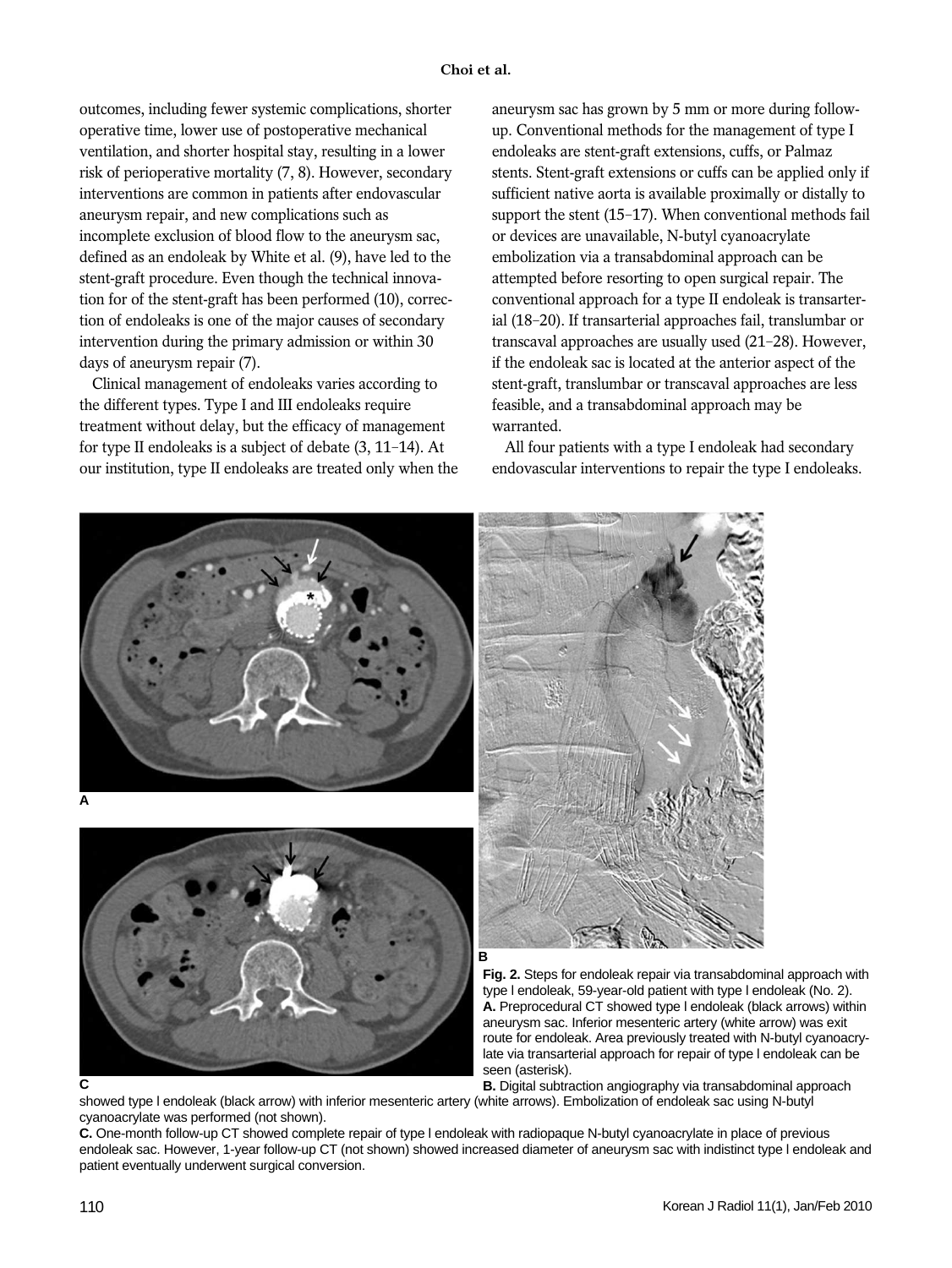outcomes, including fewer systemic complications, shorter operative time, lower use of postoperative mechanical ventilation, and shorter hospital stay, resulting in a lower risk of perioperative mortality (7, 8). However, secondary interventions are common in patients after endovascular aneurysm repair, and new complications such as incomplete exclusion of blood flow to the aneurysm sac, defined as an endoleak by White et al. (9), have led to the stent-graft procedure. Even though the technical innovation for of the stent-graft has been performed (10), correction of endoleaks is one of the major causes of secondary intervention during the primary admission or within 30 days of aneurysm repair (7).

Clinical management of endoleaks varies according to the different types. Type I and III endoleaks require treatment without delay, but the efficacy of management for type II endoleaks is a subject of debate (3, 11–14). At our institution, type II endoleaks are treated only when the aneurysm sac has grown by 5 mm or more during follow-up. Conventional methods for the management of type I endoleaks are stent-graft extensions, cuffs, or Palmaz stents. Stent-graft extensions or cuffs can be applied only if sufficient native aorta is available proximally or distally to support the stent (15–17). When conventional methods fail or devices are unavailable, N-butyl cyanoacrylate embolization via a transabdominal approach can be attempted before resorting to open surgical repair. The conventional approach for a type II endoleak is transarterial (18–20). If transarterial approaches fail, translumbar or transcaval approaches are usually used (21–28). However, if the endoleak sac is located at the anterior aspect of the stent-graft, translumbar or transcaval approaches are less feasible, and a transabdominal approach may be warranted.

All four patients with a type I endoleak had secondary endovascular interventions to repair the type I endoleaks.

**Fig. 2.** Steps for endoleak repair via transabdominal approach with type I endoleak, 59-year-old patient with type I endoleak (No. 2).
**A.** Preprocedural CT showed type I endoleak (black arrows) within aneurysm sac. Inferior mesenteric artery (white arrow) was exit route for endoleak. Area previously treated with N-butyl cyanoacrylate via transarterial approach for repair of type I endoleak can be seen (asterisk).
**B.** Digital subtraction angiography via transabdominal approach showed type I endoleak (black arrow) with inferior mesenteric artery (white arrows). Embolization of endoleak sac using N-butyl cyanoacrylate was performed (not shown).
**C.** One-month follow-up CT showed complete repair of type I endoleak with radiopaque N-butyl cyanoacrylate in place of previous endoleak sac. However, 1-year follow-up CT (not shown) showed increased diameter of aneurysm sac with indistinct type I endoleak and patient eventually underwent surgical conversion.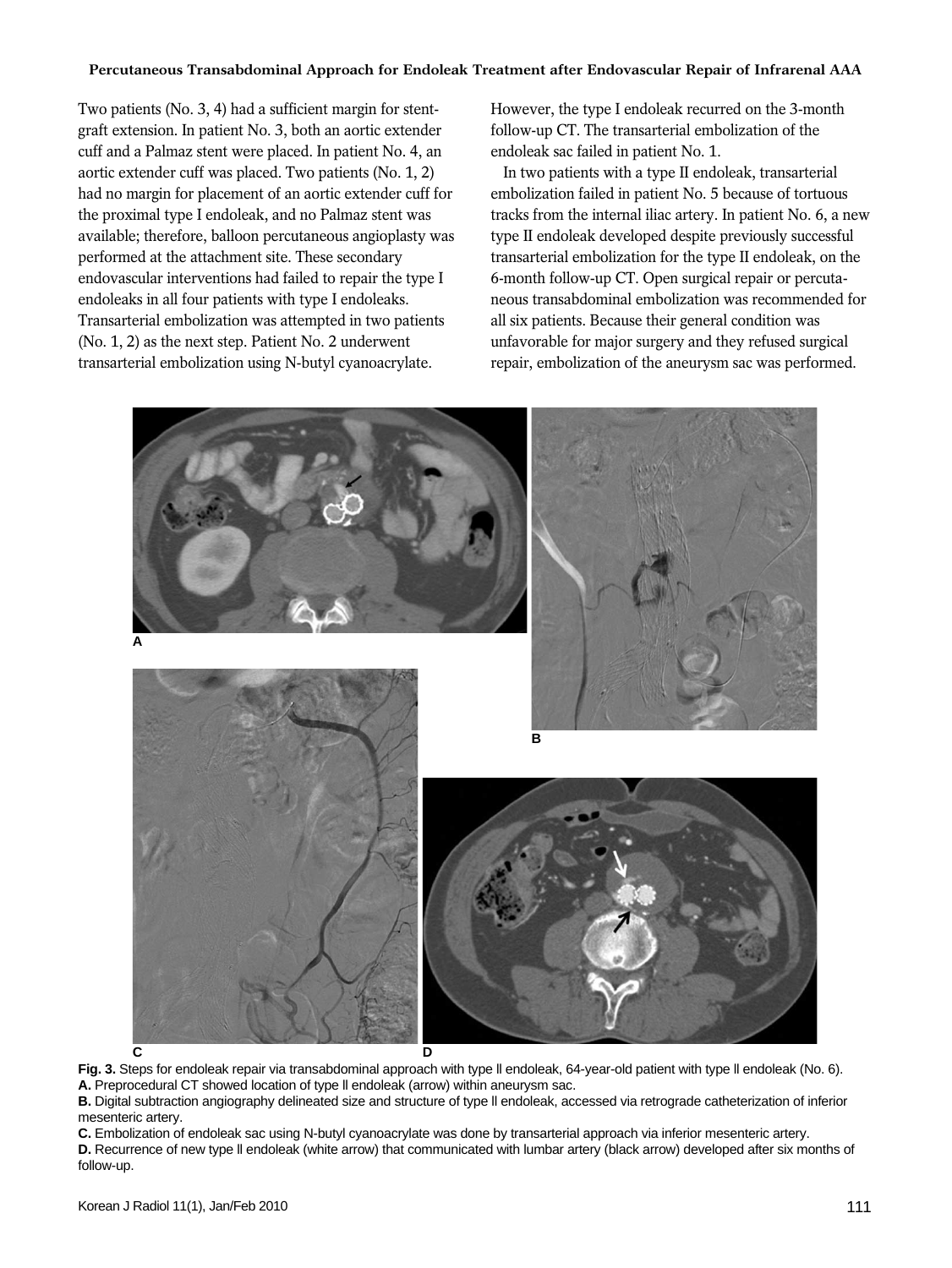Two patients (No. 3, 4) had a sufficient margin for stent-graft extension. In patient No. 3, both an aortic extender cuff and a Palmaz stent were placed. In patient No. 4, an aortic extender cuff was placed. Two patients (No. 1, 2) had no margin for placement of an aortic extender cuff for the proximal type I endoleak, and no Palmaz stent was available; therefore, balloon percutaneous angioplasty was performed at the attachment site. These secondary endovascular interventions had failed to repair the type I endoleaks in all four patients with type I endoleaks. Transarterial embolization was attempted in two patients (No. 1, 2) as the next step. Patient No. 2 underwent transarterial embolization using N-butyl cyanoacrylate. However, the type I endoleak recurred on the 3-month follow-up CT. The transarterial embolization of the endoleak sac failed in patient No. 1.

In two patients with a type II endoleak, transarterial embolization failed in patient No. 5 because of tortuous tracks from the internal iliac artery. In patient No. 6, a new type II endoleak developed despite previously successful transarterial embolization for the type II endoleak, on the 6-month follow-up CT. Open surgical repair or percutaneous transabdominal embolization was recommended for all six patients. Because their general condition was unfavorable for major surgery and they refused surgical repair, embolization of the aneurysm sac was performed.

**Fig. 3.** Steps for endoleak repair via transabdominal approach with type II endoleak, 64-year-old patient with type II endoleak (No. 6).
**A.** Preprocedural CT showed location of type II endoleak (arrow) within aneurysm sac.
**B.** Digital subtraction angiography delineated size and structure of type II endoleak, accessed via retrograde catheterization of inferior mesenteric artery.
**C.** Embolization of endoleak sac using N-butyl cyanoacrylate was done by transarterial approach via inferior mesenteric artery.
**D.** Recurrence of new type II endoleak (white arrow) that communicated with lumbar artery (black arrow) developed after six months of follow-up.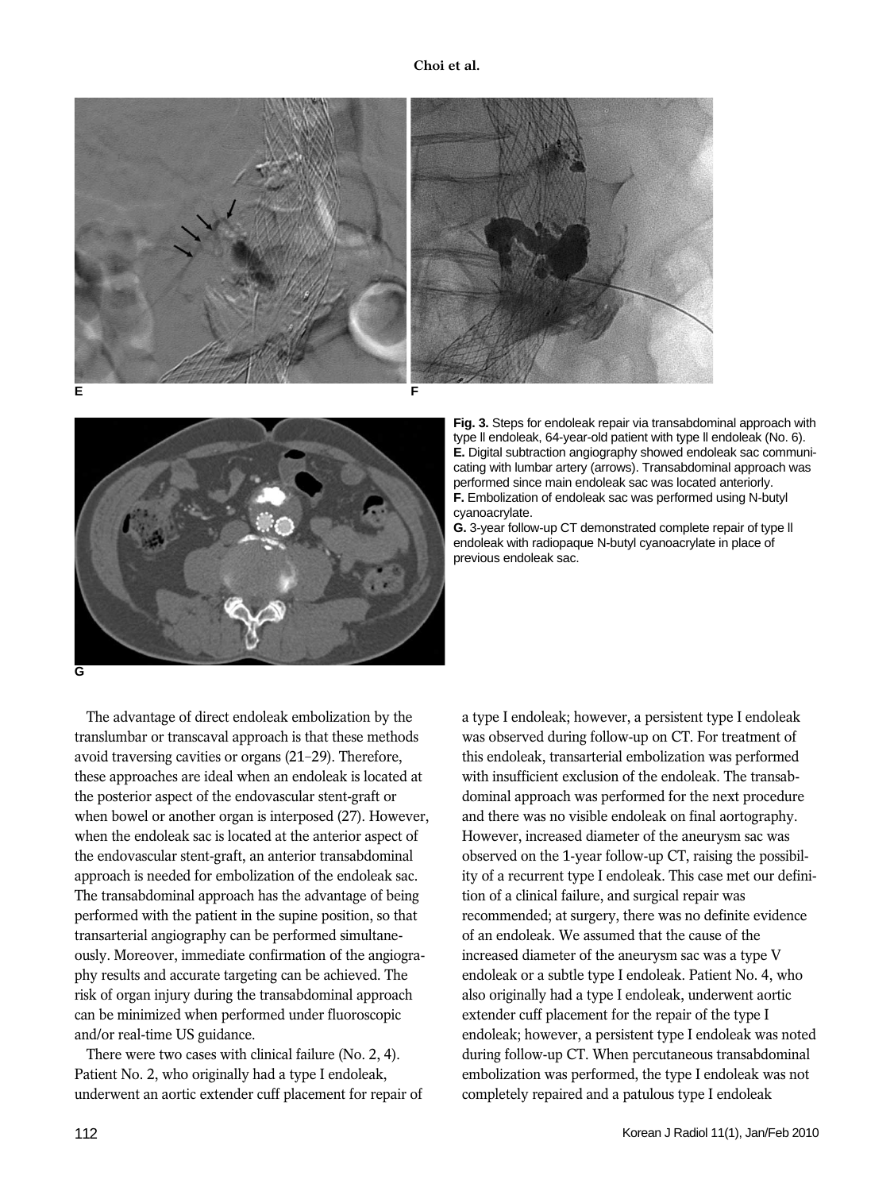**Fig. 3.** Steps for endoleak repair via transabdominal approach with type II endoleak, 64-year-old patient with type II endoleak (No. 6).
**E.** Digital subtraction angiography showed endoleak sac communicating with lumbar artery (arrows). Transabdominal approach was performed since main endoleak sac was located anteriorly.
**F.** Embolization of endoleak sac was performed using N-butyl cyanoacrylate.
**G.** 3-year follow-up CT demonstrated complete repair of type II endoleak with radiopaque N-butyl cyanoacrylate in place of previous endoleak sac.

The advantage of direct endoleak embolization by the translumbar or transcaval approach is that these methods avoid traversing cavities or organs (21–29). Therefore, these approaches are ideal when an endoleak is located at the posterior aspect of the endovascular stent-graft or when bowel or another organ is interposed (27). However, when the endoleak sac is located at the anterior aspect of the endovascular stent-graft, an anterior transabdominal approach is needed for embolization of the endoleak sac. The transabdominal approach has the advantage of being performed with the patient in the supine position, so that transarterial angiography can be performed simultaneously. Moreover, immediate confirmation of the angiography results and accurate targeting can be achieved. The risk of organ injury during the transabdominal approach can be minimized when performed under fluoroscopic and/or real-time US guidance.

There were two cases with clinical failure (No. 2, 4). Patient No. 2, who originally had a type I endoleak, underwent an aortic extender cuff placement for repair of a type I endoleak; however, a persistent type I endoleak was observed during follow-up on CT. For treatment of this endoleak, transarterial embolization was performed with insufficient exclusion of the endoleak. The transabdominal approach was performed for the next procedure and there was no visible endoleak on final aortography. However, increased diameter of the aneurysm sac was observed on the 1-year follow-up CT, raising the possibility of a recurrent type I endoleak. This case met our definition of a clinical failure, and surgical repair was recommended; at surgery, there was no definite evidence of an endoleak. We assumed that the cause of the increased diameter of the aneurysm sac was a type V endoleak or a subtle type I endoleak. Patient No. 4, who also originally had a type I endoleak, underwent aortic extender cuff placement for the repair of the type I endoleak; however, a persistent type I endoleak was noted during follow-up CT. When percutaneous transabdominal embolization was performed, the type I endoleak was not completely repaired and a patulous type I endoleak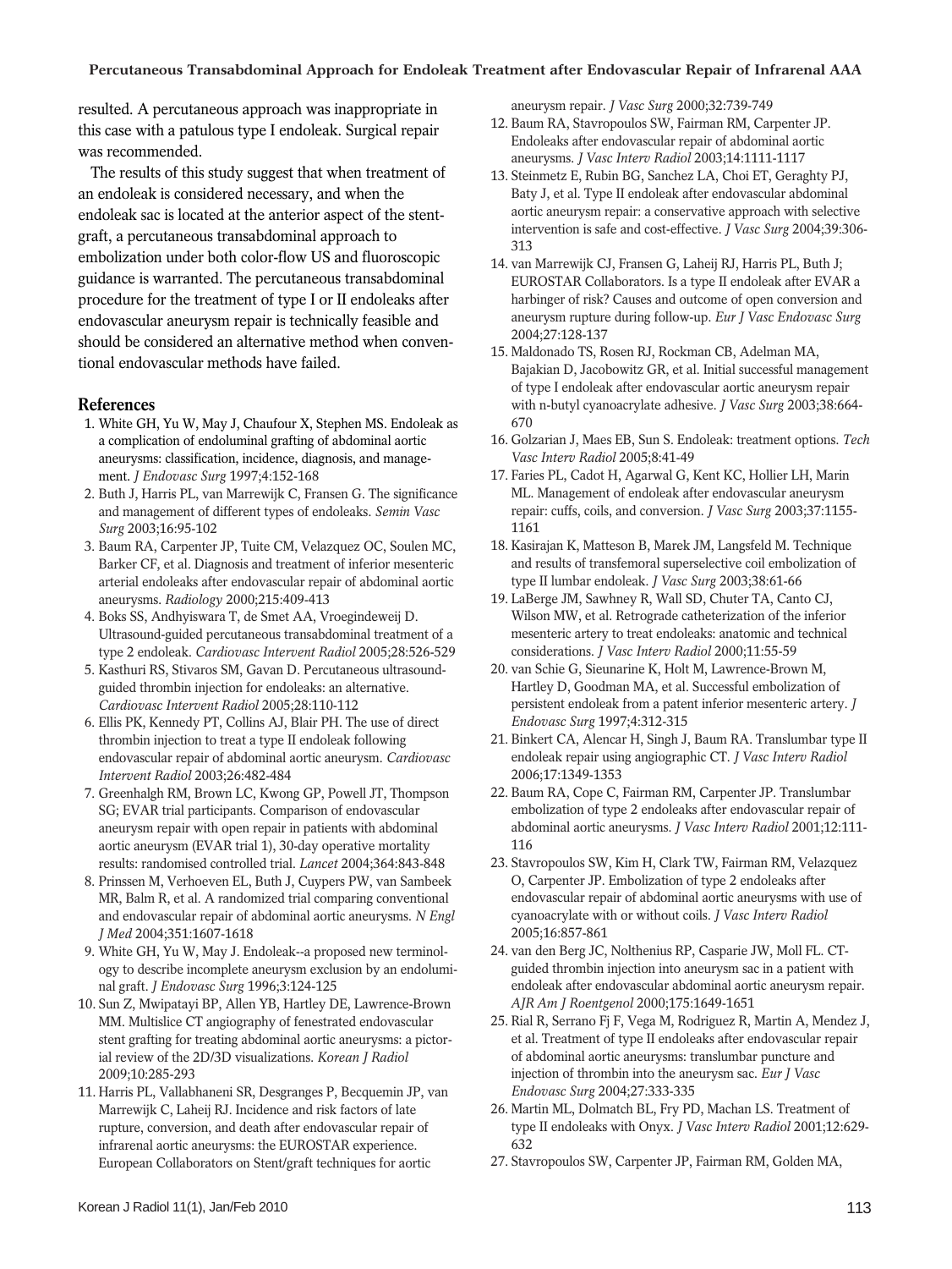resulted. A percutaneous approach was inappropriate in this case with a patulous type I endoleak. Surgical repair was recommended.

The results of this study suggest that when treatment of an endoleak is considered necessary, and when the endoleak sac is located at the anterior aspect of the stent-graft, a percutaneous transabdominal approach to embolization under both color-flow US and fluoroscopic guidance is warranted. The percutaneous transabdominal procedure for the treatment of type I or II endoleaks after endovascular aneurysm repair is technically feasible and should be considered an alternative method when conventional endovascular methods have failed.

## References

1. White GH, Yu W, May J, Chaufour X, Stephen MS. Endoleak as a complication of endoluminal grafting of abdominal aortic aneurysms: classification, incidence, diagnosis, and management. *J Endovasc Surg* 1997;4:152-168
2. Buth J, Harris PL, van Marrewijk C, Fransen G. The significance and management of different types of endoleaks. *Semin Vasc Surg* 2003;16:95-102
3. Baum RA, Carpenter JP, Tuite CM, Velazquez OC, Soulen MC, Barker CF, et al. Diagnosis and treatment of inferior mesenteric arterial endoleaks after endovascular repair of abdominal aortic aneurysms. *Radiology* 2000;215:409-413
4. Boks SS, Andhyiswara T, de Smet AA, Vroegindeweij D. Ultrasound-guided percutaneous transabdominal treatment of a type 2 endoleak. *Cardiovasc Intervent Radiol* 2005;28:526-529
5. Kasthuri RS, Stivaros SM, Gavan D. Percutaneous ultrasound-guided thrombin injection for endoleaks: an alternative. *Cardiovasc Intervent Radiol* 2005;28:110-112
6. Ellis PK, Kennedy PT, Collins AJ, Blair PH. The use of direct thrombin injection to treat a type II endoleak following endovascular repair of abdominal aortic aneurysm. *Cardiovasc Intervent Radiol* 2003;26:482-484
7. Greenhalgh RM, Brown LC, Kwong GP, Powell JT, Thompson SG; EVAR trial participants. Comparison of endovascular aneurysm repair with open repair in patients with abdominal aortic aneurysm (EVAR trial 1), 30-day operative mortality results: randomised controlled trial. *Lancet* 2004;364:843-848
8. Prinssen M, Verhoeven EL, Buth J, Cuypers PW, van Sambeek MR, Balm R, et al. A randomized trial comparing conventional and endovascular repair of abdominal aortic aneurysms. *N Engl J Med* 2004;351:1607-1618
9. White GH, Yu W, May J. Endoleak--a proposed new terminology to describe incomplete aneurysm exclusion by an endoluminal graft. *J Endovasc Surg* 1996;3:124-125
10. Sun Z, Mwipatayi BP, Allen YB, Hartley DE, Lawrence-Brown MM. Multislice CT angiography of fenestrated endovascular stent grafting for treating abdominal aortic aneurysms: a pictorial review of the 2D/3D visualizations. *Korean J Radiol* 2009;10:285-293
11. Harris PL, Vallabhaneni SR, Desgranges P, Becquemin JP, van Marrewijk C, Laheij RJ. Incidence and risk factors of late rupture, conversion, and death after endovascular repair of infrarenal aortic aneurysms: the EUROSTAR experience. European Collaborators on Stent/graft techniques for aortic aneurysm repair. *J Vasc Surg* 2000;32:739-749
12. Baum RA, Stavropoulos SW, Fairman RM, Carpenter JP. Endoleaks after endovascular repair of abdominal aortic aneurysms. *J Vasc Interv Radiol* 2003;14:1111-1117
13. Steinmetz E, Rubin BG, Sanchez LA, Choi ET, Geraghty PJ, Baty J, et al. Type II endoleak after endovascular abdominal aortic aneurysm repair: a conservative approach with selective intervention is safe and cost-effective. *J Vasc Surg* 2004;39:306-313
14. van Marrewijk CJ, Fransen G, Laheij RJ, Harris PL, Buth J; EUROSTAR Collaborators. Is a type II endoleak after EVAR a harbinger of risk? Causes and outcome of open conversion and aneurysm rupture during follow-up. *Eur J Vasc Endovasc Surg* 2004;27:128-137
15. Maldonado TS, Rosen RJ, Rockman CB, Adelman MA, Bajakian D, Jacobowitz GR, et al. Initial successful management of type I endoleak after endovascular aortic aneurysm repair with n-butyl cyanoacrylate adhesive. *J Vasc Surg* 2003;38:664-670
16. Golzarian J, Maes EB, Sun S. Endoleak: treatment options. *Tech Vasc Interv Radiol* 2005;8:41-49
17. Faries PL, Cadot H, Agarwal G, Kent KC, Hollier LH, Marin ML. Management of endoleak after endovascular aneurysm repair: cuffs, coils, and conversion. *J Vasc Surg* 2003;37:1155-1161
18. Kasirajan K, Matteson B, Marek JM, Langsfeld M. Technique and results of transfemoral superselective coil embolization of type II lumbar endoleak. *J Vasc Surg* 2003;38:61-66
19. LaBerge JM, Sawhney R, Wall SD, Chuter TA, Canto CJ, Wilson MW, et al. Retrograde catheterization of the inferior mesenteric artery to treat endoleaks: anatomic and technical considerations. *J Vasc Interv Radiol* 2000;11:55-59
20. van Schie G, Sieunarine K, Holt M, Lawrence-Brown M, Hartley D, Goodman MA, et al. Successful embolization of persistent endoleak from a patent inferior mesenteric artery. *J Endovasc Surg* 1997;4:312-315
21. Binkert CA, Alencar H, Singh J, Baum RA. Translumbar type II endoleak repair using angiographic CT. *J Vasc Interv Radiol* 2006;17:1349-1353
22. Baum RA, Cope C, Fairman RM, Carpenter JP. Translumbar embolization of type 2 endoleaks after endovascular repair of abdominal aortic aneurysms. *J Vasc Interv Radiol* 2001;12:111-116
23. Stavropoulos SW, Kim H, Clark TW, Fairman RM, Velazquez O, Carpenter JP. Embolization of type 2 endoleaks after endovascular repair of abdominal aortic aneurysms with use of cyanoacrylate with or without coils. *J Vasc Interv Radiol* 2005;16:857-861
24. van den Berg JC, Nolthenius RP, Casparie JW, Moll FL. CT-guided thrombin injection into aneurysm sac in a patient with endoleak after endovascular abdominal aortic aneurysm repair. *AJR Am J Roentgenol* 2000;175:1649-1651
25. Rial R, Serrano Fj F, Vega M, Rodriguez R, Martin A, Mendez J, et al. Treatment of type II endoleaks after endovascular repair of abdominal aortic aneurysms: translumbar puncture and injection of thrombin into the aneurysm sac. *Eur J Vasc Endovasc Surg* 2004;27:333-335
26. Martin ML, Dolmatch BL, Fry PD, Machan LS. Treatment of type II endoleaks with Onyx. *J Vasc Interv Radiol* 2001;12:629-632
27. Stavropoulos SW, Carpenter JP, Fairman RM, Golden MA,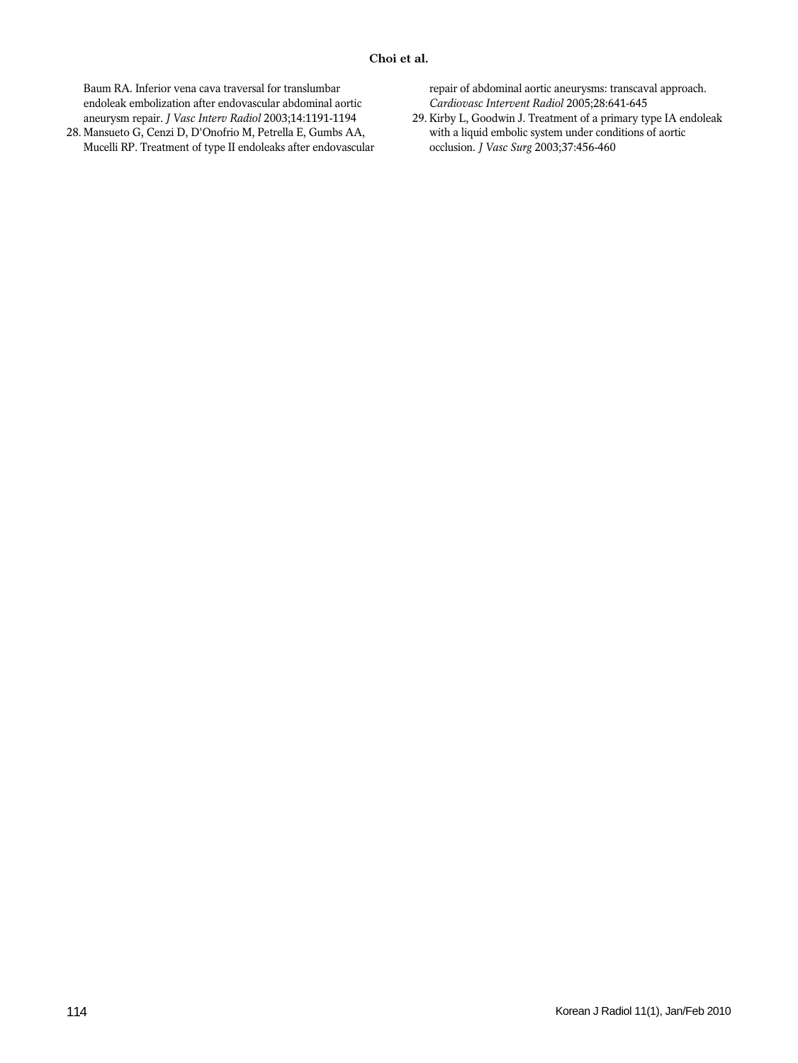Baum RA. Inferior vena cava traversal for translumbar endoleak embolization after endovascular abdominal aortic aneurysm repair. *J Vasc Interv Radiol* 2003;14:1191-1194

28. Mansueto G, Cenzi D, D'Onofrio M, Petrella E, Gumbs AA, Mucelli RP. Treatment of type II endoleaks after endovascular repair of abdominal aortic aneurysms: transcaval approach. *Cardiovasc Intervent Radiol* 2005;28:641-645
29. Kirby L, Goodwin J. Treatment of a primary type IA endoleak with a liquid embolic system under conditions of aortic occlusion. *J Vasc Surg* 2003;37:456-460